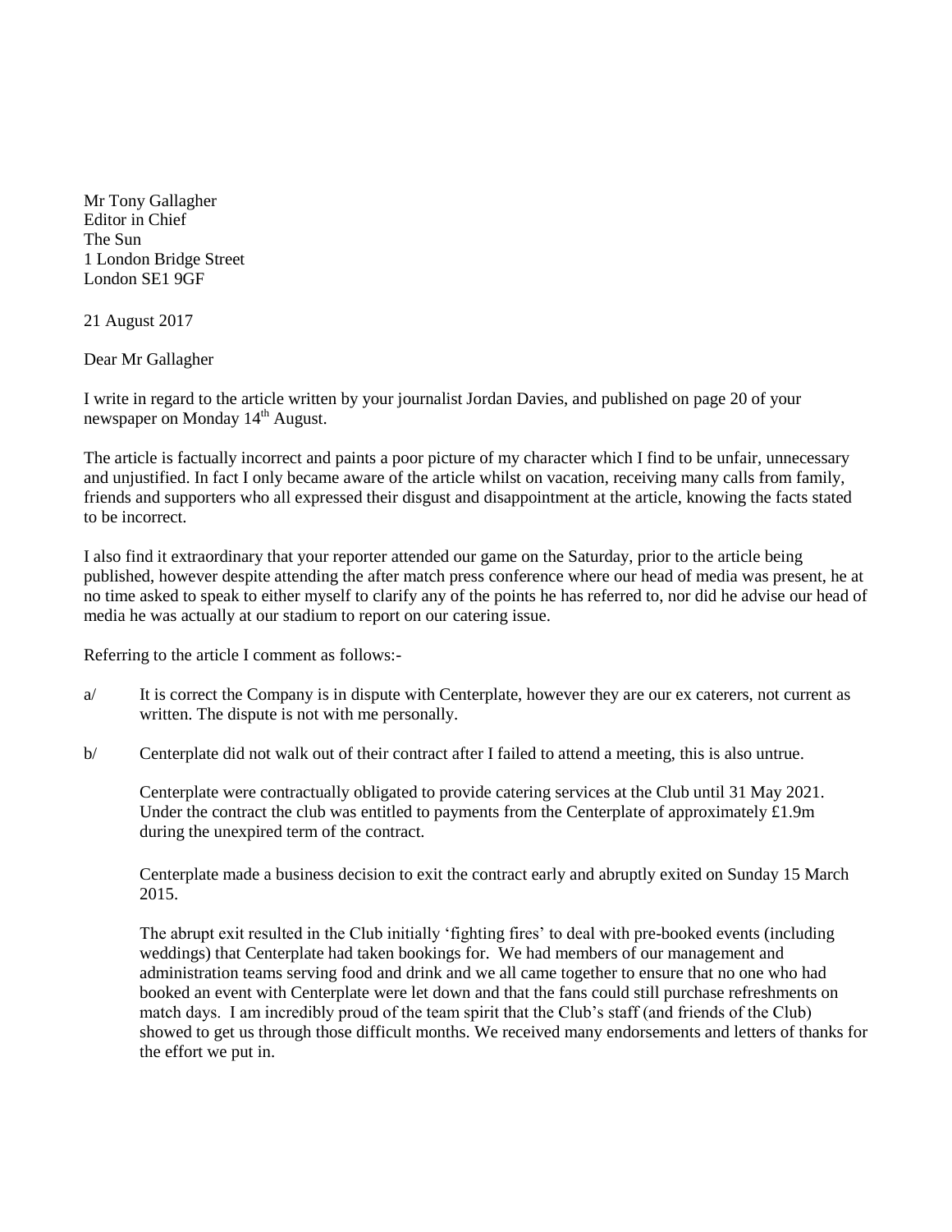Mr Tony Gallagher
Editor in Chief
The Sun
1 London Bridge Street
London SE1 9GF

21 August 2017

Dear Mr Gallagher

I write in regard to the article written by your journalist Jordan Davies, and published on page 20 of your newspaper on Monday 14th August.

The article is factually incorrect and paints a poor picture of my character which I find to be unfair, unnecessary and unjustified. In fact I only became aware of the article whilst on vacation, receiving many calls from family, friends and supporters who all expressed their disgust and disappointment at the article, knowing the facts stated to be incorrect.

I also find it extraordinary that your reporter attended our game on the Saturday, prior to the article being published, however despite attending the after match press conference where our head of media was present, he at no time asked to speak to either myself to clarify any of the points he has referred to, nor did he advise our head of media he was actually at our stadium to report on our catering issue.

Referring to the article I comment as follows:-

a/ It is correct the Company is in dispute with Centerplate, however they are our ex caterers, not current as written. The dispute is not with me personally.

b/ Centerplate did not walk out of their contract after I failed to attend a meeting, this is also untrue.

Centerplate were contractually obligated to provide catering services at the Club until 31 May 2021. Under the contract the club was entitled to payments from the Centerplate of approximately £1.9m during the unexpired term of the contract.

Centerplate made a business decision to exit the contract early and abruptly exited on Sunday 15 March 2015.

The abrupt exit resulted in the Club initially 'fighting fires' to deal with pre-booked events (including weddings) that Centerplate had taken bookings for. We had members of our management and administration teams serving food and drink and we all came together to ensure that no one who had booked an event with Centerplate were let down and that the fans could still purchase refreshments on match days. I am incredibly proud of the team spirit that the Club's staff (and friends of the Club) showed to get us through those difficult months. We received many endorsements and letters of thanks for the effort we put in.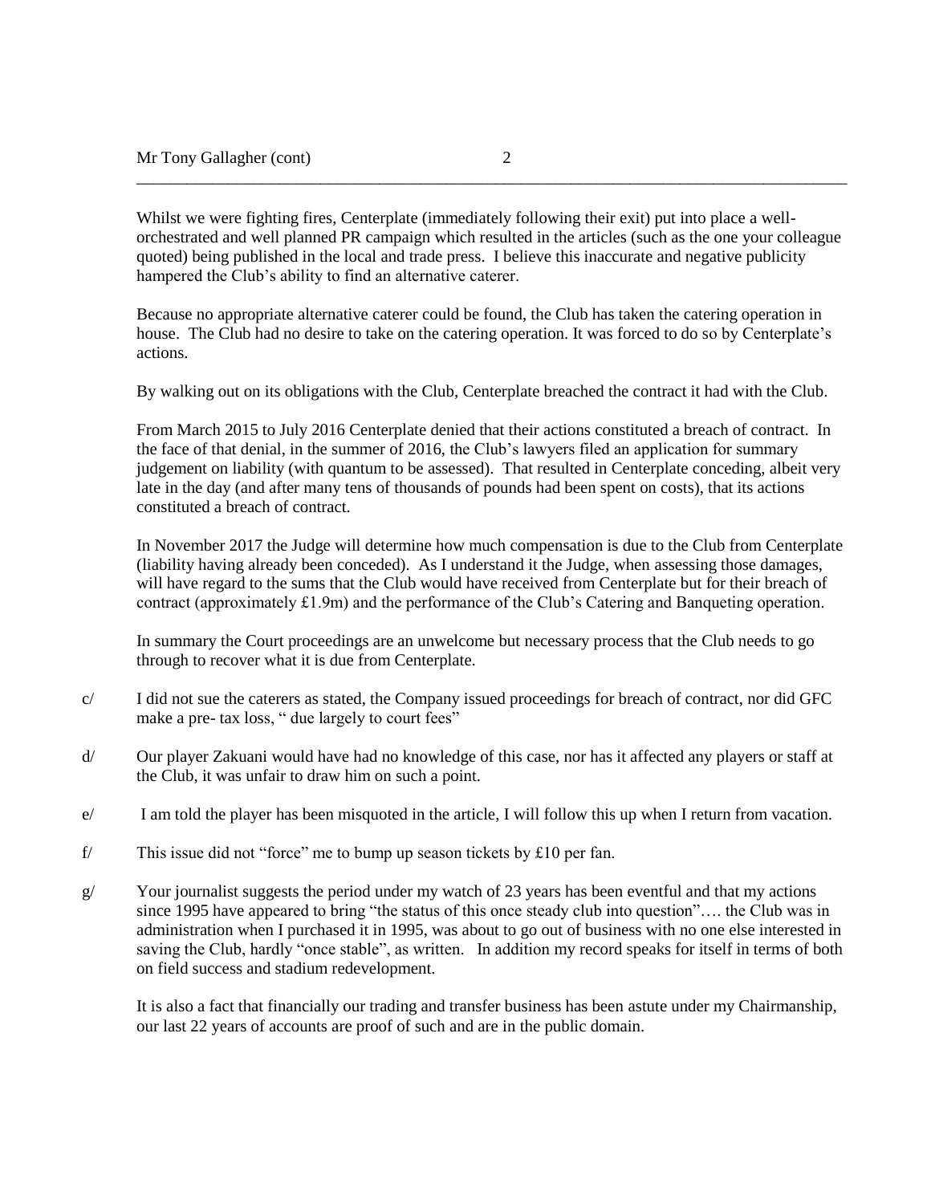Whilst we were fighting fires, Centerplate (immediately following their exit) put into place a well-orchestrated and well planned PR campaign which resulted in the articles (such as the one your colleague quoted) being published in the local and trade press. I believe this inaccurate and negative publicity hampered the Club's ability to find an alternative caterer.

Because no appropriate alternative caterer could be found, the Club has taken the catering operation in house. The Club had no desire to take on the catering operation. It was forced to do so by Centerplate's actions.

By walking out on its obligations with the Club, Centerplate breached the contract it had with the Club.

From March 2015 to July 2016 Centerplate denied that their actions constituted a breach of contract. In the face of that denial, in the summer of 2016, the Club's lawyers filed an application for summary judgement on liability (with quantum to be assessed). That resulted in Centerplate conceding, albeit very late in the day (and after many tens of thousands of pounds had been spent on costs), that its actions constituted a breach of contract.

In November 2017 the Judge will determine how much compensation is due to the Club from Centerplate (liability having already been conceded). As I understand it the Judge, when assessing those damages, will have regard to the sums that the Club would have received from Centerplate but for their breach of contract (approximately £1.9m) and the performance of the Club's Catering and Banqueting operation.

In summary the Court proceedings are an unwelcome but necessary process that the Club needs to go through to recover what it is due from Centerplate.

c/ I did not sue the caterers as stated, the Company issued proceedings for breach of contract, nor did GFC make a pre- tax loss, " due largely to court fees"

d/ Our player Zakuani would have had no knowledge of this case, nor has it affected any players or staff at the Club, it was unfair to draw him on such a point.

e/ I am told the player has been misquoted in the article, I will follow this up when I return from vacation.

f/ This issue did not "force" me to bump up season tickets by £10 per fan.

g/ Your journalist suggests the period under my watch of 23 years has been eventful and that my actions since 1995 have appeared to bring "the status of this once steady club into question"…. the Club was in administration when I purchased it in 1995, was about to go out of business with no one else interested in saving the Club, hardly "once stable", as written. In addition my record speaks for itself in terms of both on field success and stadium redevelopment.

It is also a fact that financially our trading and transfer business has been astute under my Chairmanship, our last 22 years of accounts are proof of such and are in the public domain.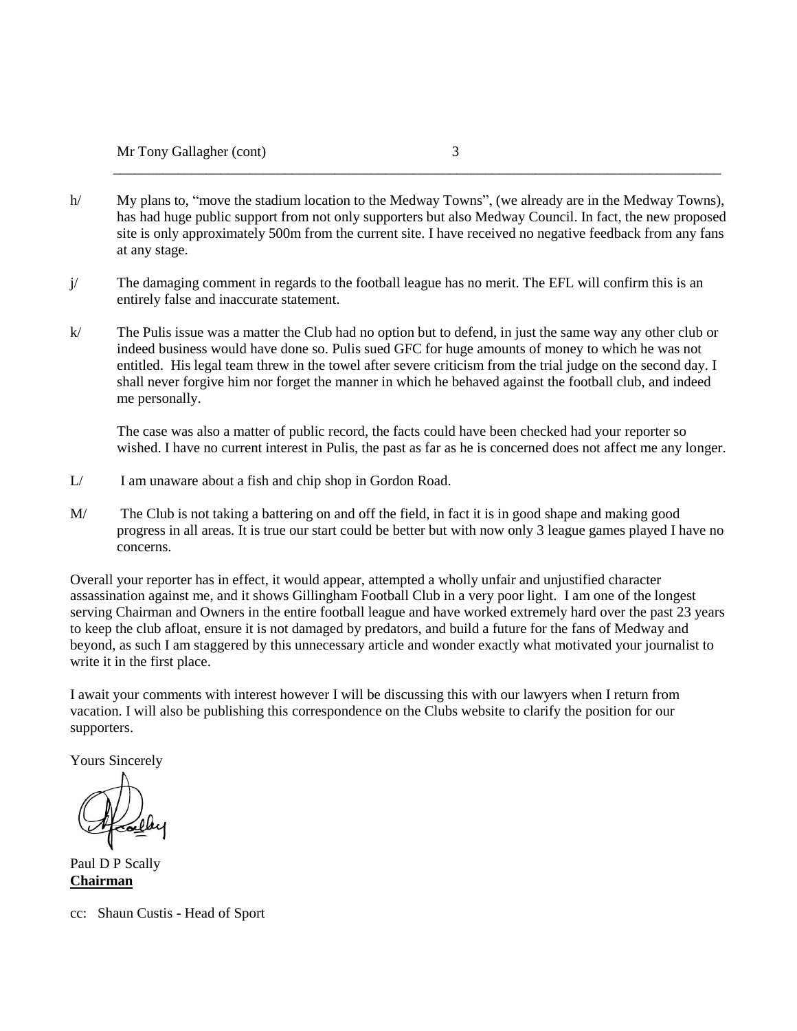h/ My plans to, "move the stadium location to the Medway Towns", (we already are in the Medway Towns), has had huge public support from not only supporters but also Medway Council. In fact, the new proposed site is only approximately 500m from the current site. I have received no negative feedback from any fans at any stage.

j/ The damaging comment in regards to the football league has no merit. The EFL will confirm this is an entirely false and inaccurate statement.

k/ The Pulis issue was a matter the Club had no option but to defend, in just the same way any other club or indeed business would have done so. Pulis sued GFC for huge amounts of money to which he was not entitled. His legal team threw in the towel after severe criticism from the trial judge on the second day. I shall never forgive him nor forget the manner in which he behaved against the football club, and indeed me personally.

The case was also a matter of public record, the facts could have been checked had your reporter so wished. I have no current interest in Pulis, the past as far as he is concerned does not affect me any longer.

L/ I am unaware about a fish and chip shop in Gordon Road.

M/ The Club is not taking a battering on and off the field, in fact it is in good shape and making good progress in all areas. It is true our start could be better but with now only 3 league games played I have no concerns.

Overall your reporter has in effect, it would appear, attempted a wholly unfair and unjustified character assassination against me, and it shows Gillingham Football Club in a very poor light. I am one of the longest serving Chairman and Owners in the entire football league and have worked extremely hard over the past 23 years to keep the club afloat, ensure it is not damaged by predators, and build a future for the fans of Medway and beyond, as such I am staggered by this unnecessary article and wonder exactly what motivated your journalist to write it in the first place.

I await your comments with interest however I will be discussing this with our lawyers when I return from vacation. I will also be publishing this correspondence on the Clubs website to clarify the position for our supporters.

Yours Sincerely

Paul D P Scally
**Chairman**

cc: Shaun Custis - Head of Sport